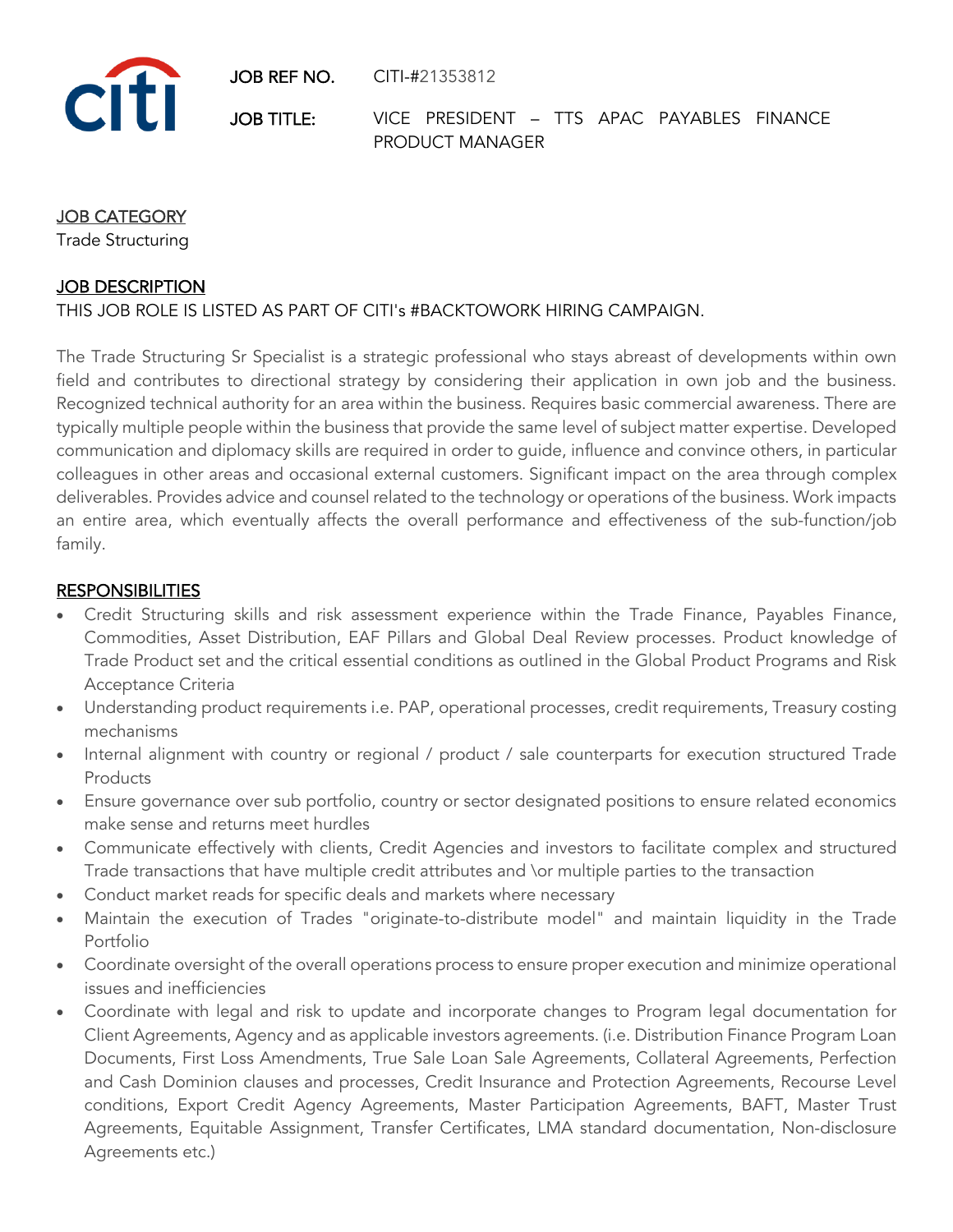citi

**JOB REF NO.** CITI-#21353812

**JOB TITLE:** VICE PRESIDENT – TTS APAC PAYABLES FINANCE PRODUCT MANAGER

## JOB CATEGORY

Trade Structuring

## JOB DESCRIPTION

THIS JOB ROLE IS LISTED AS PART OF CITI's #BACKTOWORK HIRING CAMPAIGN.

The Trade Structuring Sr Specialist is a strategic professional who stays abreast of developments within own field and contributes to directional strategy by considering their application in own job and the business. Recognized technical authority for an area within the business. Requires basic commercial awareness. There are typically multiple people within the business that provide the same level of subject matter expertise. Developed communication and diplomacy skills are required in order to guide, influence and convince others, in particular colleagues in other areas and occasional external customers. Significant impact on the area through complex deliverables. Provides advice and counsel related to the technology or operations of the business. Work impacts an entire area, which eventually affects the overall performance and effectiveness of the sub-function/job family.

## RESPONSIBILITIES

- Credit Structuring skills and risk assessment experience within the Trade Finance, Payables Finance, Commodities, Asset Distribution, EAF Pillars and Global Deal Review processes. Product knowledge of Trade Product set and the critical essential conditions as outlined in the Global Product Programs and Risk Acceptance Criteria
- Understanding product requirements i.e. PAP, operational processes, credit requirements, Treasury costing mechanisms
- Internal alignment with country or regional / product / sale counterparts for execution structured Trade Products
- Ensure governance over sub portfolio, country or sector designated positions to ensure related economics make sense and returns meet hurdles
- Communicate effectively with clients, Credit Agencies and investors to facilitate complex and structured Trade transactions that have multiple credit attributes and \or multiple parties to the transaction
- Conduct market reads for specific deals and markets where necessary
- Maintain the execution of Trades "originate-to-distribute model" and maintain liquidity in the Trade Portfolio
- Coordinate oversight of the overall operations process to ensure proper execution and minimize operational issues and inefficiencies
- Coordinate with legal and risk to update and incorporate changes to Program legal documentation for Client Agreements, Agency and as applicable investors agreements. (i.e. Distribution Finance Program Loan Documents, First Loss Amendments, True Sale Loan Sale Agreements, Collateral Agreements, Perfection and Cash Dominion clauses and processes, Credit Insurance and Protection Agreements, Recourse Level conditions, Export Credit Agency Agreements, Master Participation Agreements, BAFT, Master Trust Agreements, Equitable Assignment, Transfer Certificates, LMA standard documentation, Non-disclosure Agreements etc.)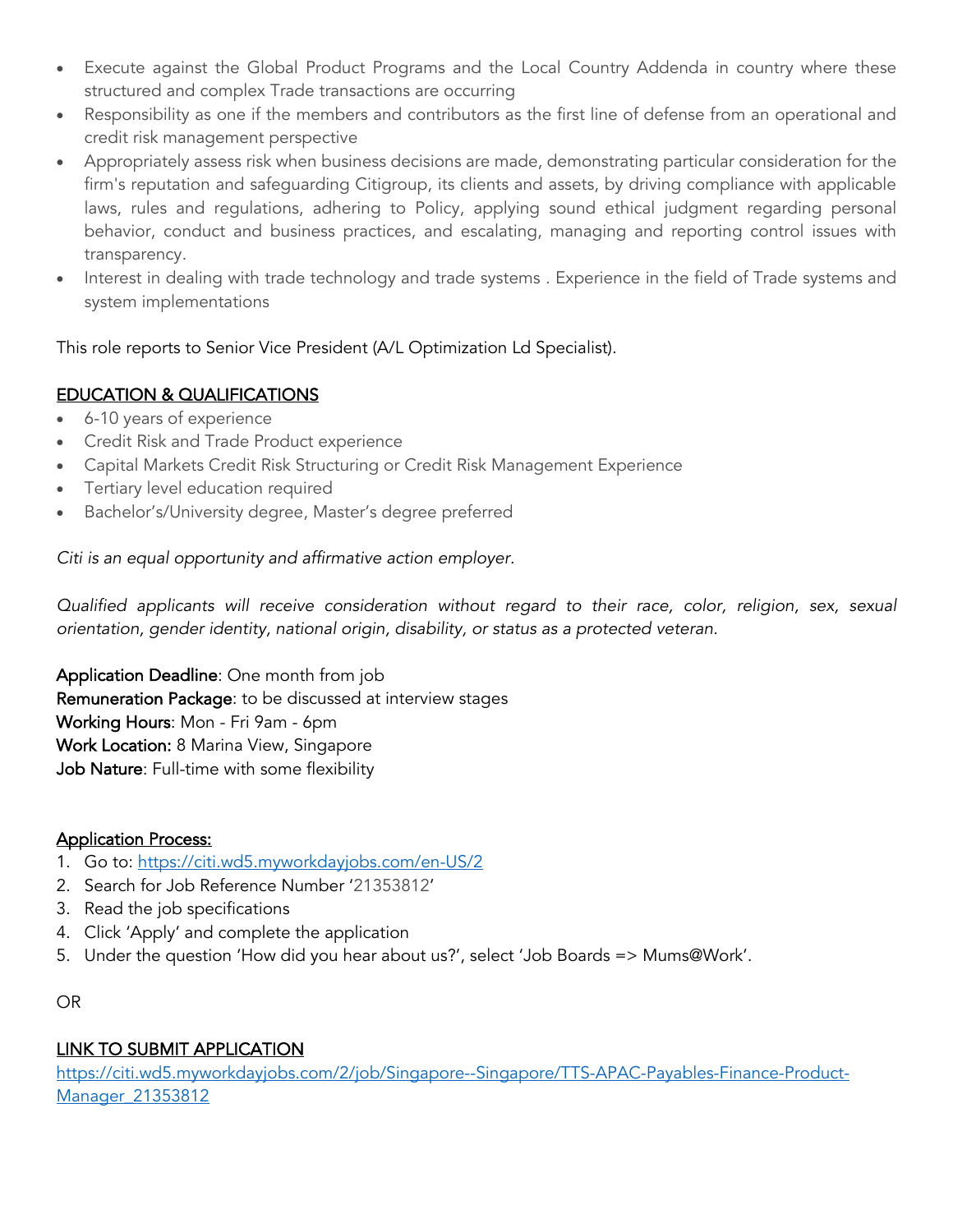- Execute against the Global Product Programs and the Local Country Addenda in country where these structured and complex Trade transactions are occurring
- Responsibility as one if the members and contributors as the first line of defense from an operational and credit risk management perspective
- Appropriately assess risk when business decisions are made, demonstrating particular consideration for the firm's reputation and safeguarding Citigroup, its clients and assets, by driving compliance with applicable laws, rules and regulations, adhering to Policy, applying sound ethical judgment regarding personal behavior, conduct and business practices, and escalating, managing and reporting control issues with transparency.
- Interest in dealing with trade technology and trade systems . Experience in the field of Trade systems and system implementations

This role reports to Senior Vice President (A/L Optimization Ld Specialist).

## EDUCATION & QUALIFICATIONS

- 6-10 years of experience
- Credit Risk and Trade Product experience
- Capital Markets Credit Risk Structuring or Credit Risk Management Experience
- Tertiary level education required
- Bachelor's/University degree, Master's degree preferred

*Citi is an equal opportunity and affirmative action employer.*

*Qualified applicants will receive consideration without regard to their race, color, religion, sex, sexual orientation, gender identity, national origin, disability, or status as a protected veteran.*

**Application Deadline**: One month from job
**Remuneration Package**: to be discussed at interview stages
**Working Hours**: Mon - Fri 9am - 6pm
**Work Location:** 8 Marina View, Singapore
**Job Nature**: Full-time with some flexibility

## Application Process:

1. Go to: [https://citi.wd5.myworkdayjobs.com/en-US/2](https://citi.wd5.myworkdayjobs.com/en-US/2)
2. Search for Job Reference Number '21353812'
3. Read the job specifications
4. Click 'Apply' and complete the application
5. Under the question 'How did you hear about us?', select 'Job Boards => Mums@Work'.

OR

## LINK TO SUBMIT APPLICATION

[https://citi.wd5.myworkdayjobs.com/2/job/Singapore--Singapore/TTS-APAC-Payables-Finance-Product-Manager_21353812](https://citi.wd5.myworkdayjobs.com/2/job/Singapore--Singapore/TTS-APAC-Payables-Finance-Product-Manager_21353812)